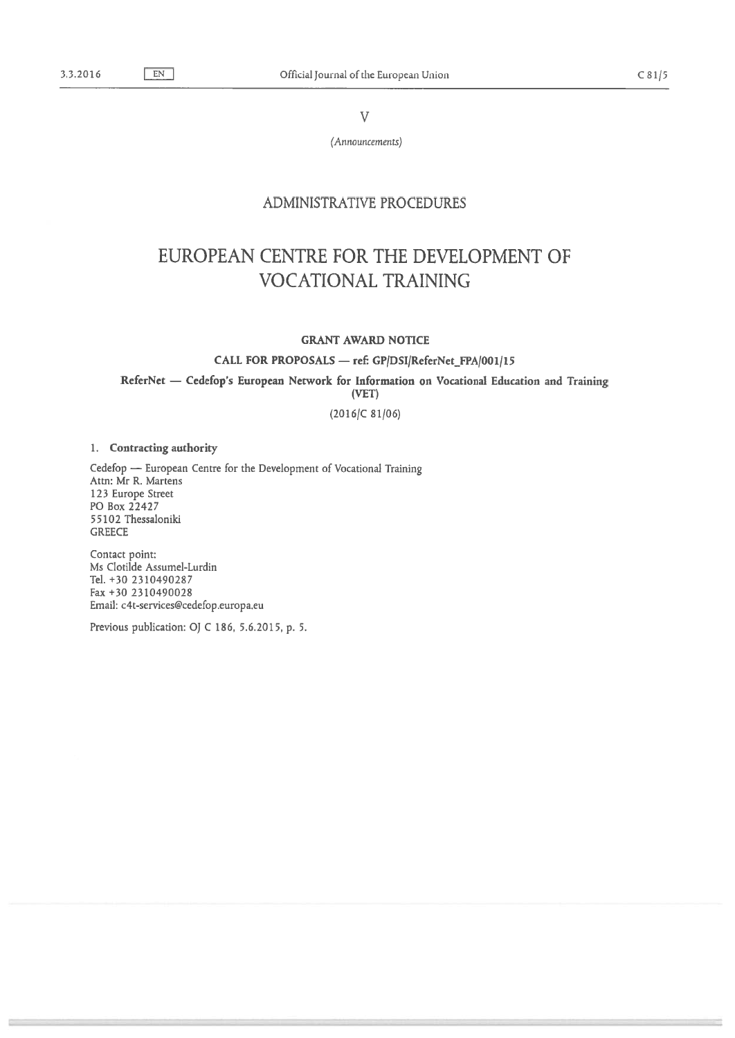V

*(Announcements)*

## ADMINISTRATIVE PROCEDURES

# EUROPEAN CENTRE FOR THE DEVELOPMENT OF VOCATIONAL TRAINING

**GRANT AWARD NOTICE**

**CALL FOR PROPOSALS — ref: GP/DSI/ReferNet_FPA/001/15**

**ReferNet — Cedefop's European Network for Information on Vocational Education and Training (VET)**

(2016/C 81/06)

1. **Contracting authority**

Cedefop — European Centre for the Development of Vocational Training
Attn: Mr R. Martens
123 Europe Street
PO Box 22427
55102 Thessaloniki
GREECE

Contact point:
Ms Clotilde Assumel-Lurdin
Tel. +30 2310490287
Fax +30 2310490028
Email: c4t-services@cedefop.europa.eu

Previous publication: OJ C 186, 5.6.2015, p. 5.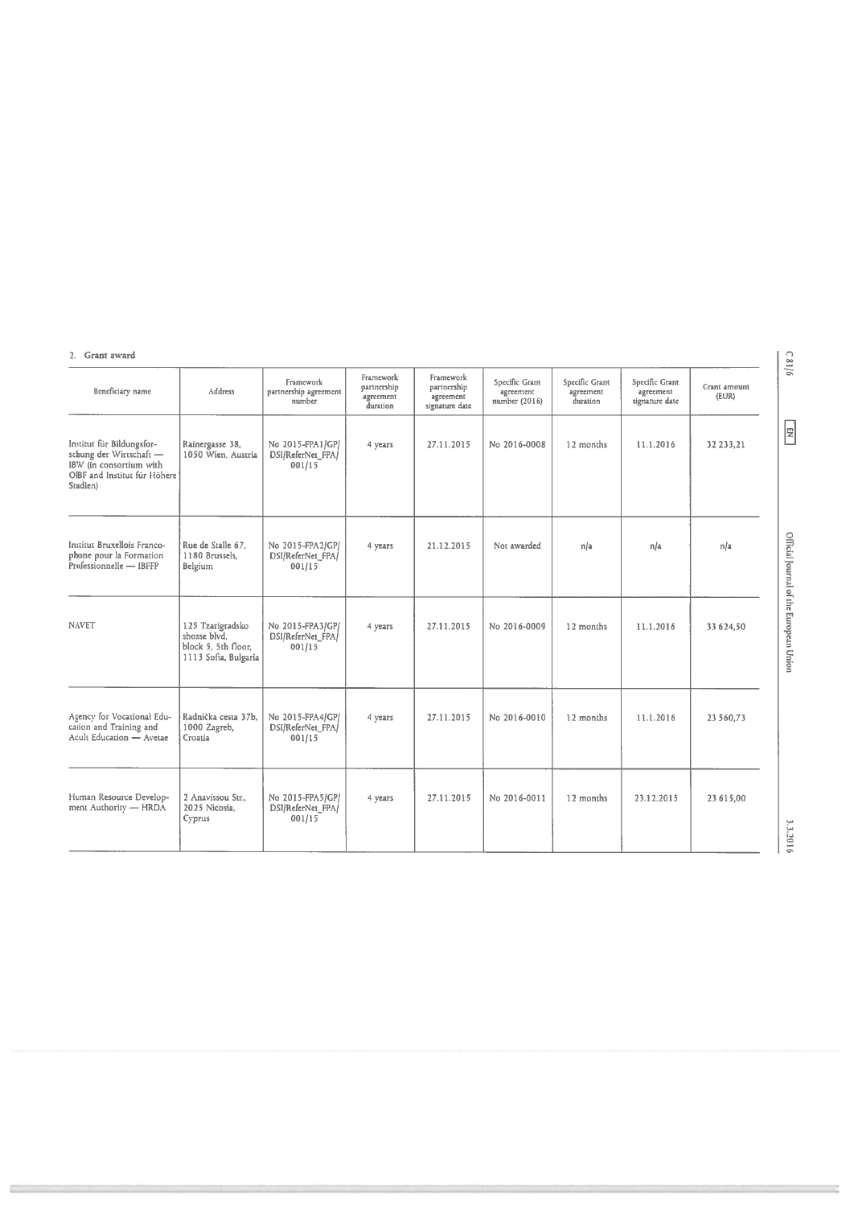2. **Grant award**

| Beneficiary name | Address | Framework partnership agreement number | Framework partnership agreement duration | Framework partnership agreement signature date | Specific Grant agreement number (2016) | Specific Grant agreement duration | Specific Grant agreement signature date | Grant amount (EUR) |
|---|---|---|---|---|---|---|---|---|
| Institut für Bildungsforschung der Wirtschaft — IBW (in consortium with OIBF and Institut für Höhere Studien) | Rainergasse 38, 1050 Wien, Austria | No 2015-FPA1/GP/DSI/ReferNet_FPA/001/15 | 4 years | 27.11.2015 | No 2016-0008 | 12 months | 11.1.2016 | 32 233,21 |
| Institut Bruxellois Francophone pour la Formation Professionnelle — IBFFP | Rue de Stalle 67, 1180 Brussels, Belgium | No 2015-FPA2/GP/DSI/ReferNet_FPA/001/15 | 4 years | 21.12.2015 | Not awarded | n/a | n/a | n/a |
| NAVET | 125 Tzarigradsko shosse blvd, block 5, 5th floor, 1113 Sofia, Bulgaria | No 2015-FPA3/GP/DSI/ReferNet_FPA/001/15 | 4 years | 27.11.2015 | No 2016-0009 | 12 months | 11.1.2016 | 33 624,50 |
| Agency for Vocational Education and Training and Adult Education — Avetae | Radnička cesta 37b, 1000 Zagreb, Croatia | No 2015-FPA4/GP/DSI/ReferNet_FPA/001/15 | 4 years | 27.11.2015 | No 2016-0010 | 12 months | 11.1.2016 | 23 560,73 |
| Human Resource Development Authority — HRDA | 2 Anavissou Str., 2025 Nicosia, Cyprus | No 2015-FPA5/GP/DSI/ReferNet_FPA/001/15 | 4 years | 27.11.2015 | No 2016-0011 | 12 months | 23.12.2015 | 23 615,00 |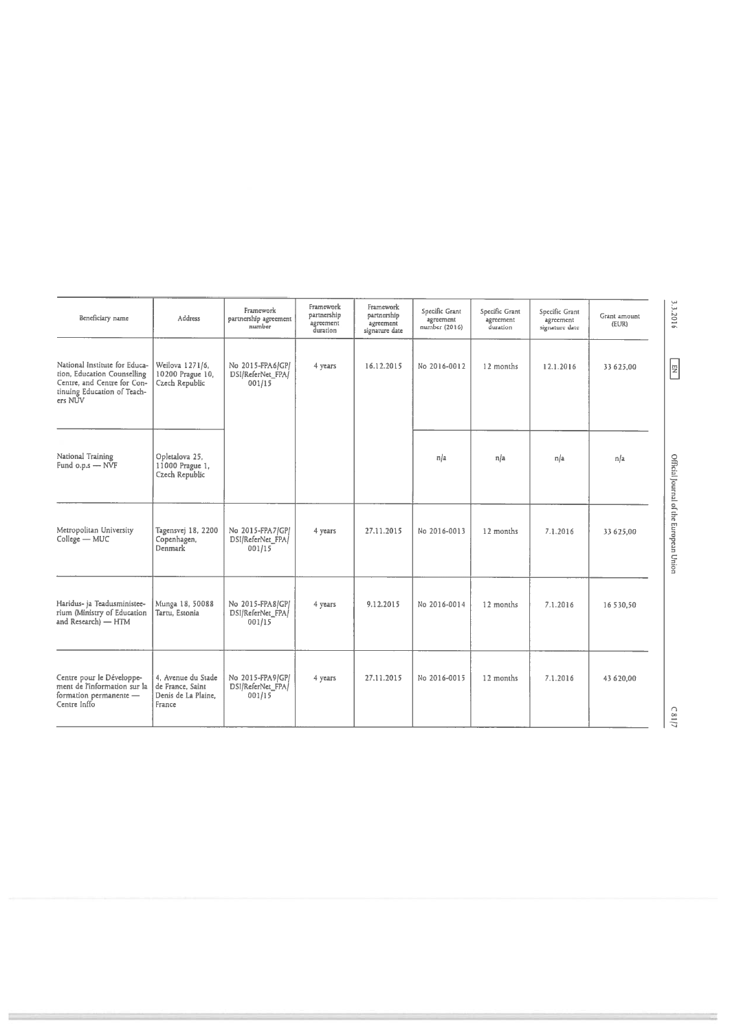| Beneficiary name | Address | Framework partnership agreement number | Framework partnership agreement duration | Framework partnership agreement signature date | Specific Grant agreement number (2016) | Specific Grant agreement duration | Specific Grant agreement signature date | Grant amount (EUR) |
|---|---|---|---|---|---|---|---|---|
| National Institute for Education, Education Counselling Centre, and Centre for Continuing Education of Teachers NÚV | Weilova 1271/6, 10200 Prague 10, Czech Republic | No 2015-FPA6/GP/DSI/ReferNet_FPA/001/15 | 4 years | 16.12.2015 | No 2016-0012 | 12 months | 12.1.2016 | 33 625,00 |
| National Training Fund o.p.s — NVF | Opletalova 25, 11000 Prague 1, Czech Republic | | | | n/a | n/a | n/a | n/a |
| Metropolitan University College — MUC | Tagensvej 18, 2200 Copenhagen, Denmark | No 2015-FPA7/GP/DSI/ReferNet_FPA/001/15 | 4 years | 27.11.2015 | No 2016-0013 | 12 months | 7.1.2016 | 33 625,00 |
| Haridus- ja Teadusministeerium (Ministry of Education and Research) — HTM | Munga 18, 50088 Tartu, Estonia | No 2015-FPA8/GP/DSI/ReferNet_FPA/001/15 | 4 years | 9.12.2015 | No 2016-0014 | 12 months | 7.1.2016 | 16 530,50 |
| Centre pour le Développement de l'information sur la formation permanente — Centre Inffo | 4, Avenue du Stade de France, Saint Denis de La Plaine, France | No 2015-FPA9/GP/DSI/ReferNet_FPA/001/15 | 4 years | 27.11.2015 | No 2016-0015 | 12 months | 7.1.2016 | 43 620,00 |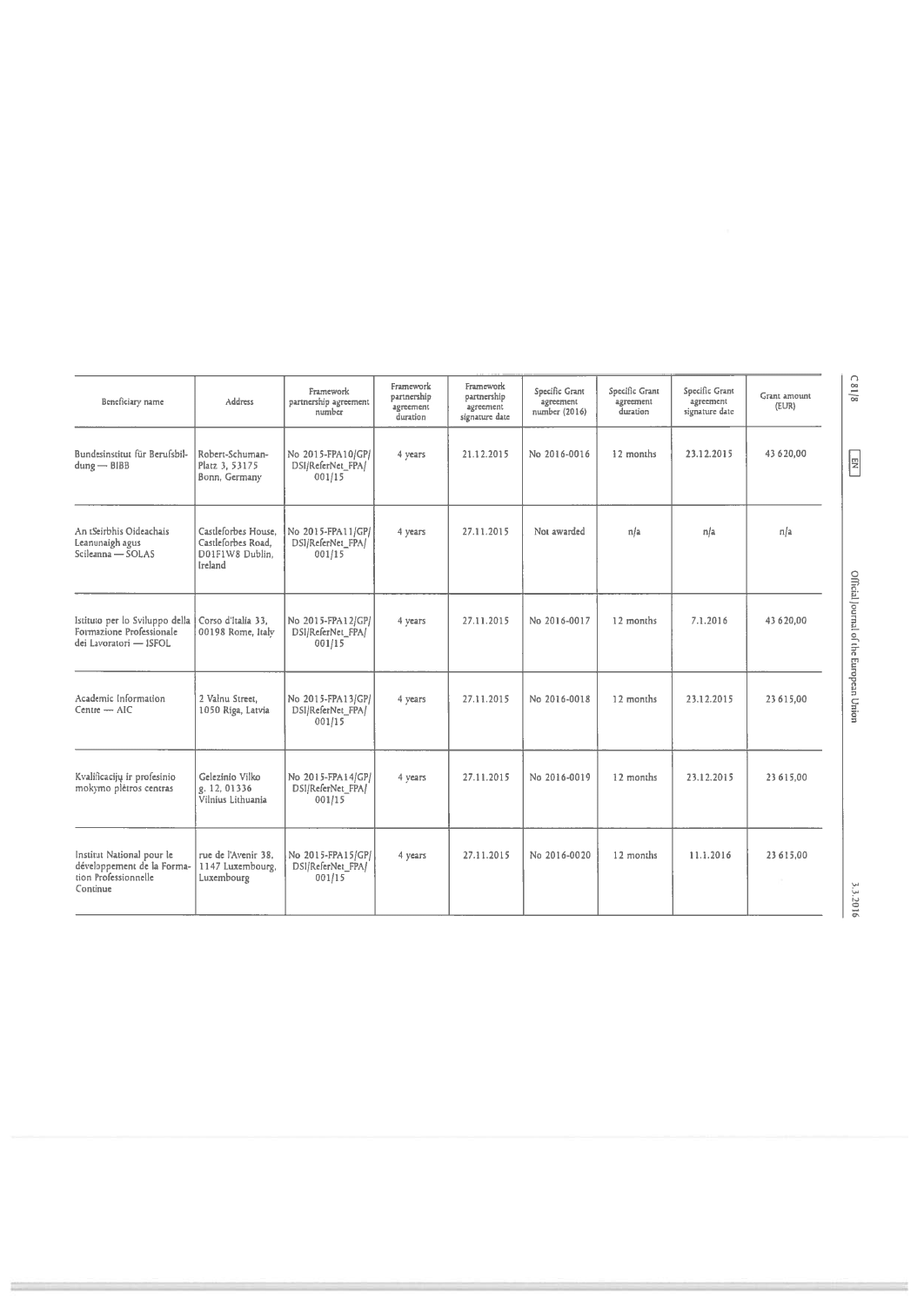| Beneficiary name | Address | Framework partnership agreement number | Framework partnership agreement duration | Framework partnership agreement signature date | Specific Grant agreement number (2016) | Specific Grant agreement duration | Specific Grant agreement signature date | Grant amount (EUR) |
|---|---|---|---|---|---|---|---|---|
| Bundesinstitut für Berufsbildung — BIBB | Robert-Schuman-Platz 3, 53175 Bonn, Germany | No 2015-FPA10/GP/DSI/ReferNet_FPA/001/15 | 4 years | 21.12.2015 | No 2016-0016 | 12 months | 23.12.2015 | 43 620,00 |
| An tSeirbhís Oideachais Leanúnaigh agus Scileanna — SOLAS | Castleforbes House, Castleforbes Road, D01F1W8 Dublin, Ireland | No 2015-FPA11/GP/DSI/ReferNet_FPA/001/15 | 4 years | 27.11.2015 | Not awarded | n/a | n/a | n/a |
| Istituto per lo Sviluppo della Formazione Professionale dei Lavoratori — ISFOL | Corso d'Italia 33, 00198 Rome, Italy | No 2015-FPA12/GP/DSI/ReferNet_FPA/001/15 | 4 years | 27.11.2015 | No 2016-0017 | 12 months | 7.1.2016 | 43 620,00 |
| Academic Information Centre — AIC | 2 Valnu Street, 1050 Riga, Latvia | No 2015-FPA13/GP/DSI/ReferNet_FPA/001/15 | 4 years | 27.11.2015 | No 2016-0018 | 12 months | 23.12.2015 | 23 615,00 |
| Kvalifikacijų ir profesinio mokymo plėtros centras | Gelezinio Vilko g. 12, 01336 Vilnius Lithuania | No 2015-FPA14/GP/DSI/ReferNet_FPA/001/15 | 4 years | 27.11.2015 | No 2016-0019 | 12 months | 23.12.2015 | 23 615,00 |
| Institut National pour le développement de la Formation Professionnelle Continue | rue de l'Avenir 38, 1147 Luxembourg, Luxembourg | No 2015-FPA15/GP/DSI/ReferNet_FPA/001/15 | 4 years | 27.11.2015 | No 2016-0020 | 12 months | 11.1.2016 | 23 615,00 |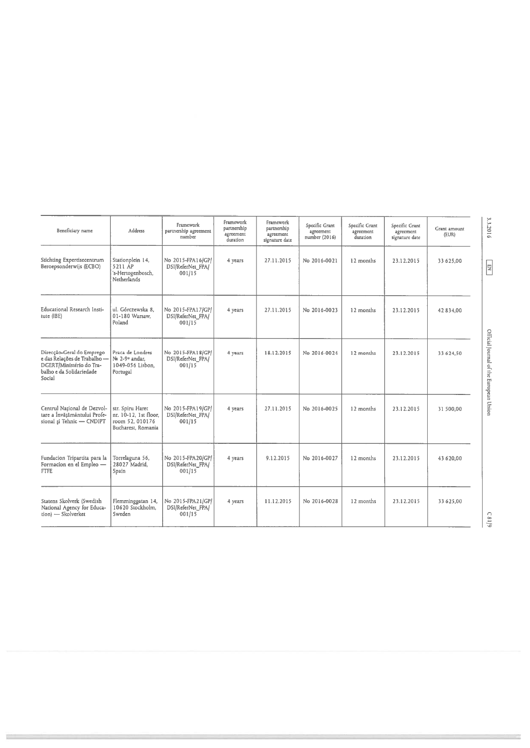| Beneficiary name | Address | Framework partnership agreement number | Framework partnership agreement duration | Framework partnership agreement signature date | Specific Grant agreement number (2016) | Specific Grant agreement duration | Specific Grant agreement signature date | Grant amount (EUR) |
|---|---|---|---|---|---|---|---|---|
| Stichting Expertisecentrum Beroepsonderwijs (ECBO) | Stationplein 14, 5211 AP 's-Hertogenbosch, Netherlands | No 2015-FPA16/GP/DSI/ReferNet_FPA/001/15 | 4 years | 27.11.2015 | No 2016-0021 | 12 months | 23.12.2015 | 33 625,00 |
| Educational Research Institute (IBE) | ul. Górczewska 8, 01-180 Warsaw, Poland | No 2015-FPA17/GP/DSI/ReferNet_FPA/001/15 | 4 years | 27.11.2015 | No 2016-0023 | 12 months | 23.12.2015 | 42 834,00 |
| Direcção-Geral do Emprego e das Relações de Trabalho — DGERT/Ministério do Trabalho e da Solidariedade Social | Praca de Londres № 2-9º andar, 1049-056 Lisbon, Portugal | No 2015-FPA18/GP/DSI/ReferNet_FPA/001/15 | 4 years | 18.12.2015 | No 2016-0024 | 12 months | 23.12.2015 | 33 624,50 |
| Centrul Național de Dezvoltare a Învățământului Profesional și Tehnic — CNDIPT | str. Spiru Haret nr. 10-12, 1st floor, room 52, 010176 Bucharest, Romania | No 2015-FPA19/GP/DSI/ReferNet_FPA/001/15 | 4 years | 27.11.2015 | No 2016-0025 | 12 months | 23.12.2015 | 31 500,00 |
| Fundacion Tripartita para la Formacion en el Empleo — FTFE | Torrelaguna 56, 28027 Madrid, Spain | No 2015-FPA20/GP/DSI/ReferNet_FPA/001/15 | 4 years | 9.12.2015 | No 2016-0027 | 12 months | 23.12.2015 | 43 620,00 |
| Statens Skolverk (Swedish National Agency for Education) — Skolverket | Flemminggatan 14, 10620 Stockholm, Sweden | No 2015-FPA21/GP/DSI/ReferNet_FPA/001/15 | 4 years | 11.12.2015 | No 2016-0028 | 12 months | 23.12.2015 | 33 625,00 |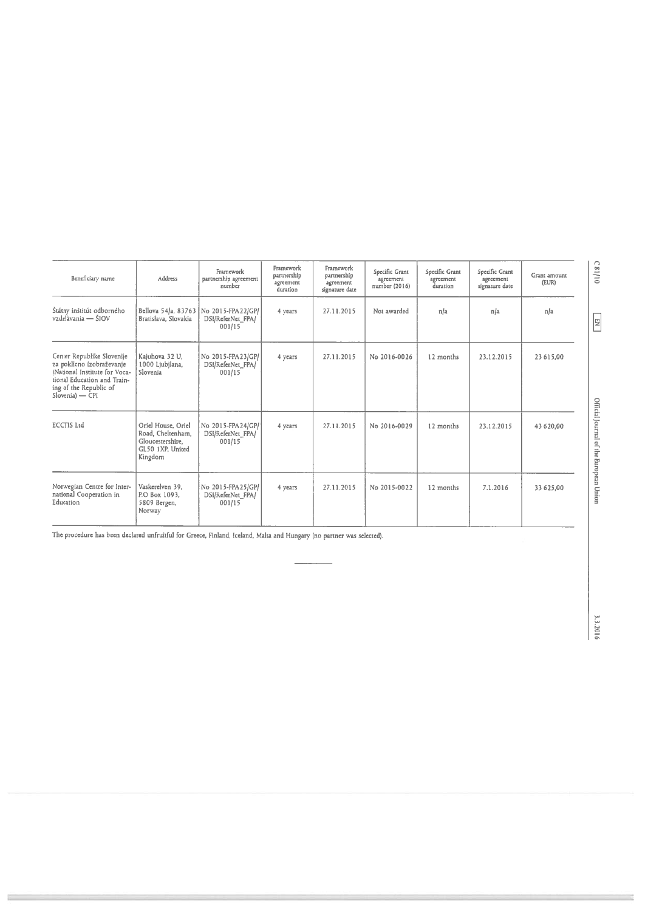| Beneficiary name | Address | Framework partnership agreement number | Framework partnership agreement duration | Framework partnership agreement signature date | Specific Grant agreement number (2016) | Specific Grant agreement duration | Specific Grant agreement signature date | Grant amount (EUR) |
|---|---|---|---|---|---|---|---|---|
| Štátny inštitút odborného vzdelávania — ŠIOV | Bellova 54/a, 83763 Bratislava, Slovakia | No 2015-FPA22/GP/DSI/ReferNet_FPA/001/15 | 4 years | 27.11.2015 | Not awarded | n/a | n/a | n/a |
| Center Republike Slovenije za poklicno izobraževanje (National Institute for Vocational Education and Training of the Republic of Slovenia) — CPI | Kajuhova 32 U, 1000 Ljubljana, Slovenia | No 2015-FPA23/GP/DSI/ReferNet_FPA/001/15 | 4 years | 27.11.2015 | No 2016-0026 | 12 months | 23.12.2015 | 23 615,00 |
| ECCTIS Ltd | Oriel House, Oriel Road, Cheltenham, Gloucestershire, GL50 1XP, United Kingdom | No 2015-FPA24/GP/DSI/ReferNet_FPA/001/15 | 4 years | 27.11.2015 | No 2016-0029 | 12 months | 23.12.2015 | 43 620,00 |
| Norwegian Centre for International Cooperation in Education | Vaskerelven 39, P.O Box 1093, 5809 Bergen, Norway | No 2015-FPA25/GP/DSI/ReferNet_FPA/001/15 | 4 years | 27.11.2015 | No 2015-0022 | 12 months | 7.1.2016 | 33 625,00 |

The procedure has been declared unfruitful for Greece, Finland, Iceland, Malta and Hungary (no partner was selected).